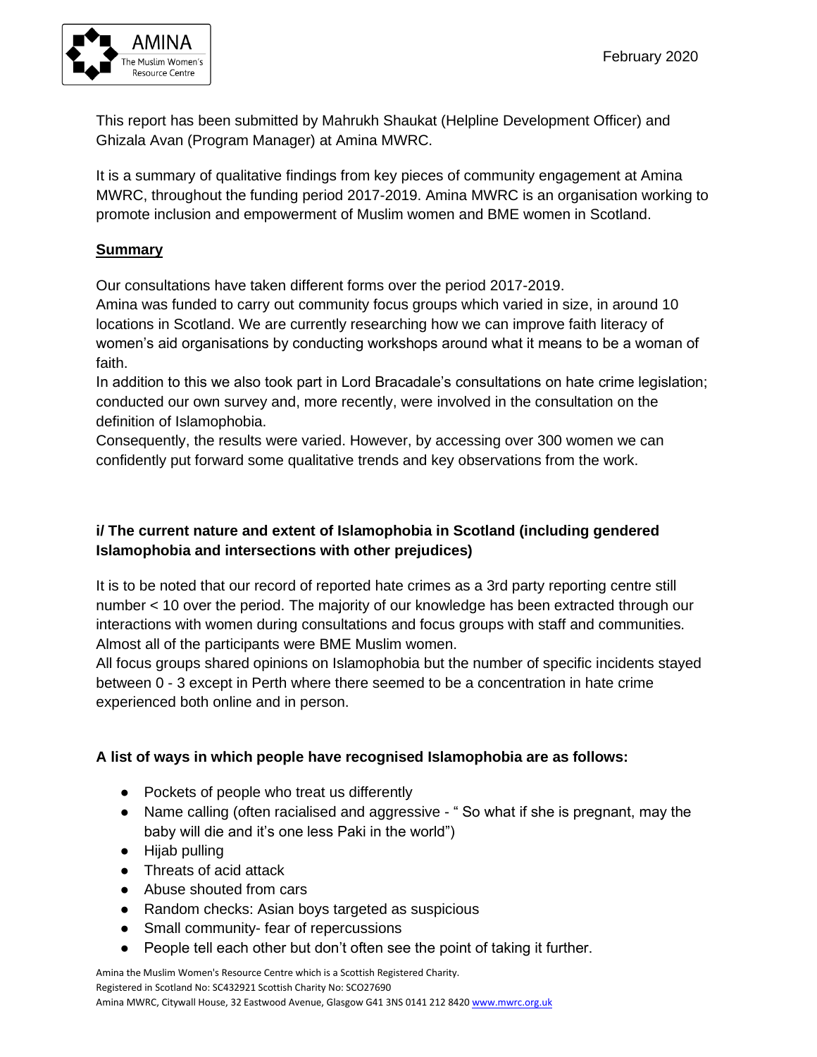February 2020

This report has been submitted by Mahrukh Shaukat (Helpline Development Officer) and Ghizala Avan (Program Manager) at Amina MWRC.

It is a summary of qualitative findings from key pieces of community engagement at Amina MWRC, throughout the funding period 2017-2019. Amina MWRC is an organisation working to promote inclusion and empowerment of Muslim women and BME women in Scotland.

**Summary**

Our consultations have taken different forms over the period 2017-2019.
Amina was funded to carry out community focus groups which varied in size, in around 10 locations in Scotland. We are currently researching how we can improve faith literacy of women's aid organisations by conducting workshops around what it means to be a woman of faith.
In addition to this we also took part in Lord Bracadale's consultations on hate crime legislation; conducted our own survey and, more recently, were involved in the consultation on the definition of Islamophobia.
Consequently, the results were varied. However, by accessing over 300 women we can confidently put forward some qualitative trends and key observations from the work.

**i/ The current nature and extent of Islamophobia in Scotland (including gendered Islamophobia and intersections with other prejudices)**

It is to be noted that our record of reported hate crimes as a 3rd party reporting centre still number < 10 over the period. The majority of our knowledge has been extracted through our interactions with women during consultations and focus groups with staff and communities. Almost all of the participants were BME Muslim women.
All focus groups shared opinions on Islamophobia but the number of specific incidents stayed between 0 - 3 except in Perth where there seemed to be a concentration in hate crime experienced both online and in person.

**A list of ways in which people have recognised Islamophobia are as follows:**

- Pockets of people who treat us differently
- Name calling (often racialised and aggressive - " So what if she is pregnant, may the baby will die and it's one less Paki in the world")
- Hijab pulling
- Threats of acid attack
- Abuse shouted from cars
- Random checks: Asian boys targeted as suspicious
- Small community- fear of repercussions
- People tell each other but don't often see the point of taking it further.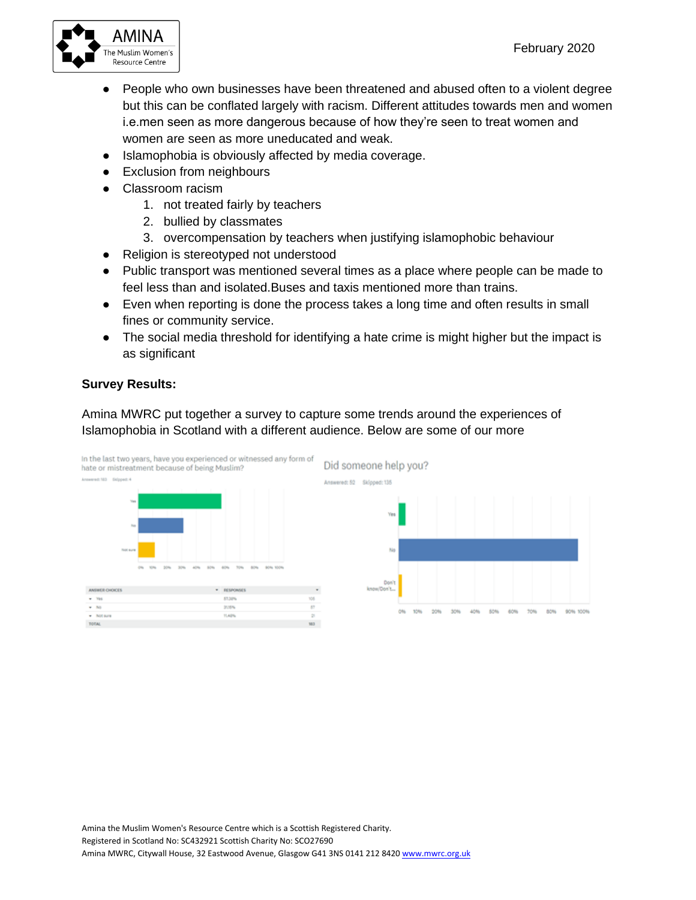- People who own businesses have been threatened and abused often to a violent degree but this can be conflated largely with racism. Different attitudes towards men and women i.e.men seen as more dangerous because of how they're seen to treat women and women are seen as more uneducated and weak.
- Islamophobia is obviously affected by media coverage.
- Exclusion from neighbours
- Classroom racism
  1. not treated fairly by teachers
  2. bullied by classmates
  3. overcompensation by teachers when justifying islamophobic behaviour
- Religion is stereotyped not understood
- Public transport was mentioned several times as a place where people can be made to feel less than and isolated.Buses and taxis mentioned more than trains.
- Even when reporting is done the process takes a long time and often results in small fines or community service.
- The social media threshold for identifying a hate crime is might higher but the impact is as significant

**Survey Results:**

Amina MWRC put together a survey to capture some trends around the experiences of Islamophobia in Scotland with a different audience. Below are some of our more

In the last two years, have you experienced or witnessed any form of hate or mistreatment because of being Muslim?

Answered: 183 Skipped: 4

| ANSWER CHOICES | RESPONSES | |
|---|---|---|
| Yes | 57.38% | 105 |
| No | 31.15% | 57 |
| Not sure | 11.48% | 21 |
| TOTAL | | 183 |

Did someone help you?

Answered: 52 Skipped: 135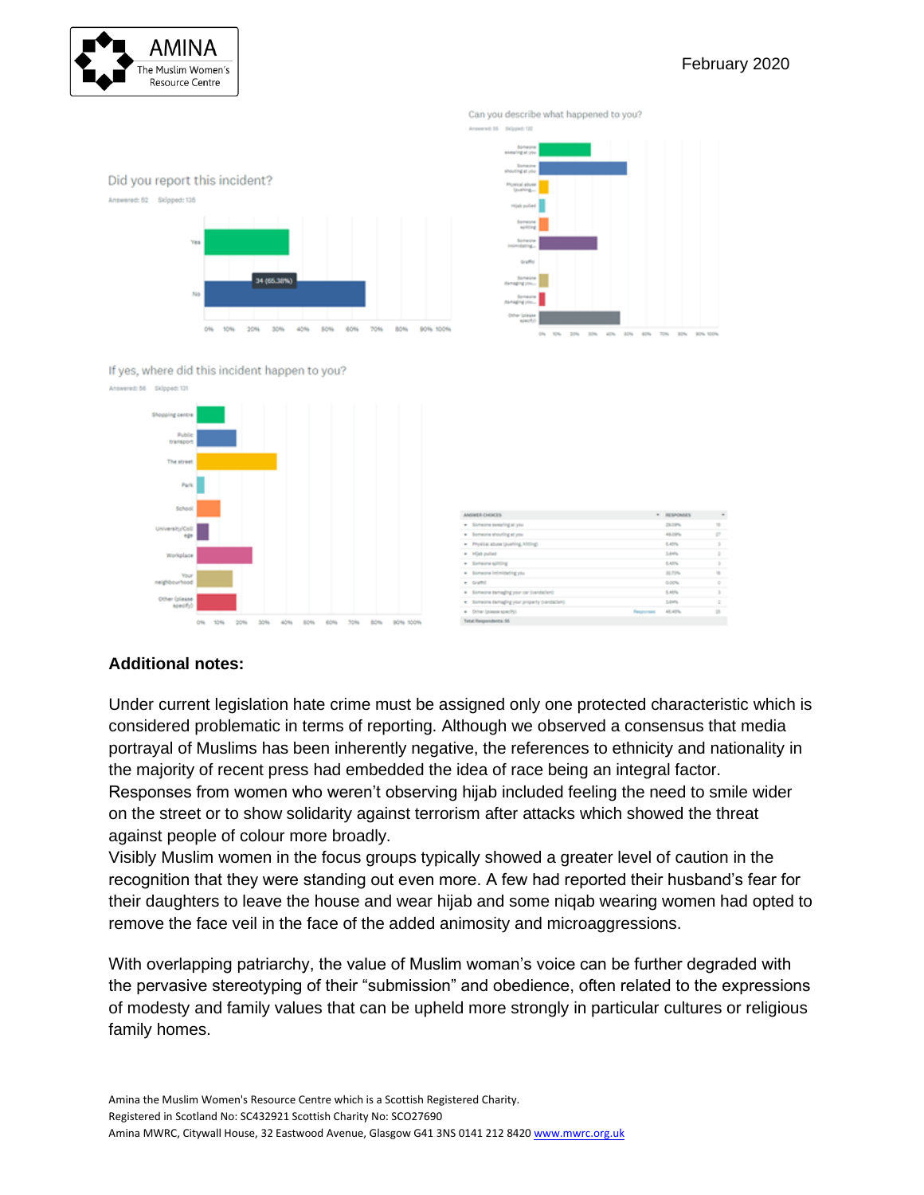Did you report this incident?

Answered: 52 Skipped: 135

| | |
|---|---|
| Yes | |
| No | 34 (65.38%) |

Can you describe what happened to you?

Answered: 55 Skipped: 132

If yes, where did this incident happen to you?

Answered: 56 Skipped: 131

| ANSWER CHOICES | RESPONSES | |
|---|---|---|
| Someone swearing at you | 29.09% | 16 |
| Someone shouting at you | 49.09% | 27 |
| Physical abuse (pushing, hitting) | 5.45% | 3 |
| Hijab pulled | 3.64% | 2 |
| Someone spitting | 5.45% | 3 |
| Someone intimidating you | 32.73% | 18 |
| Graffiti | 0.00% | 0 |
| Someone damaging your car (vandalism) | 5.45% | 3 |
| Someone damaging your property (vandalism) | 3.64% | 2 |
| Other (please specify) | 45.45% | 25 |
| Total Respondents: 55 | | |

### Additional notes:

Under current legislation hate crime must be assigned only one protected characteristic which is considered problematic in terms of reporting. Although we observed a consensus that media portrayal of Muslims has been inherently negative, the references to ethnicity and nationality in the majority of recent press had embedded the idea of race being an integral factor. Responses from women who weren't observing hijab included feeling the need to smile wider on the street or to show solidarity against terrorism after attacks which showed the threat against people of colour more broadly.
Visibly Muslim women in the focus groups typically showed a greater level of caution in the recognition that they were standing out even more. A few had reported their husband's fear for their daughters to leave the house and wear hijab and some niqab wearing women had opted to remove the face veil in the face of the added animosity and microaggressions.

With overlapping patriarchy, the value of Muslim woman's voice can be further degraded with the pervasive stereotyping of their "submission" and obedience, often related to the expressions of modesty and family values that can be upheld more strongly in particular cultures or religious family homes.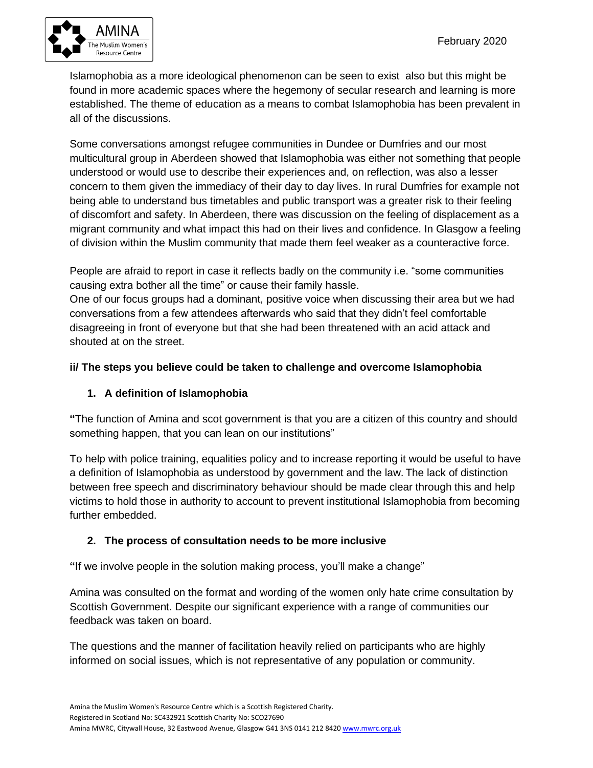Islamophobia as a more ideological phenomenon can be seen to exist also but this might be found in more academic spaces where the hegemony of secular research and learning is more established. The theme of education as a means to combat Islamophobia has been prevalent in all of the discussions.

Some conversations amongst refugee communities in Dundee or Dumfries and our most multicultural group in Aberdeen showed that Islamophobia was either not something that people understood or would use to describe their experiences and, on reflection, was also a lesser concern to them given the immediacy of their day to day lives. In rural Dumfries for example not being able to understand bus timetables and public transport was a greater risk to their feeling of discomfort and safety. In Aberdeen, there was discussion on the feeling of displacement as a migrant community and what impact this had on their lives and confidence. In Glasgow a feeling of division within the Muslim community that made them feel weaker as a counteractive force.

People are afraid to report in case it reflects badly on the community i.e. "some communities causing extra bother all the time" or cause their family hassle.
One of our focus groups had a dominant, positive voice when discussing their area but we had conversations from a few attendees afterwards who said that they didn't feel comfortable disagreeing in front of everyone but that she had been threatened with an acid attack and shouted at on the street.

**ii/ The steps you believe could be taken to challenge and overcome Islamophobia**

**1. A definition of Islamophobia**

**"**The function of Amina and scot government is that you are a citizen of this country and should something happen, that you can lean on our institutions"

To help with police training, equalities policy and to increase reporting it would be useful to have a definition of Islamophobia as understood by government and the law. The lack of distinction between free speech and discriminatory behaviour should be made clear through this and help victims to hold those in authority to account to prevent institutional Islamophobia from becoming further embedded.

**2. The process of consultation needs to be more inclusive**

**"**If we involve people in the solution making process, you'll make a change"

Amina was consulted on the format and wording of the women only hate crime consultation by Scottish Government. Despite our significant experience with a range of communities our feedback was taken on board.

The questions and the manner of facilitation heavily relied on participants who are highly informed on social issues, which is not representative of any population or community.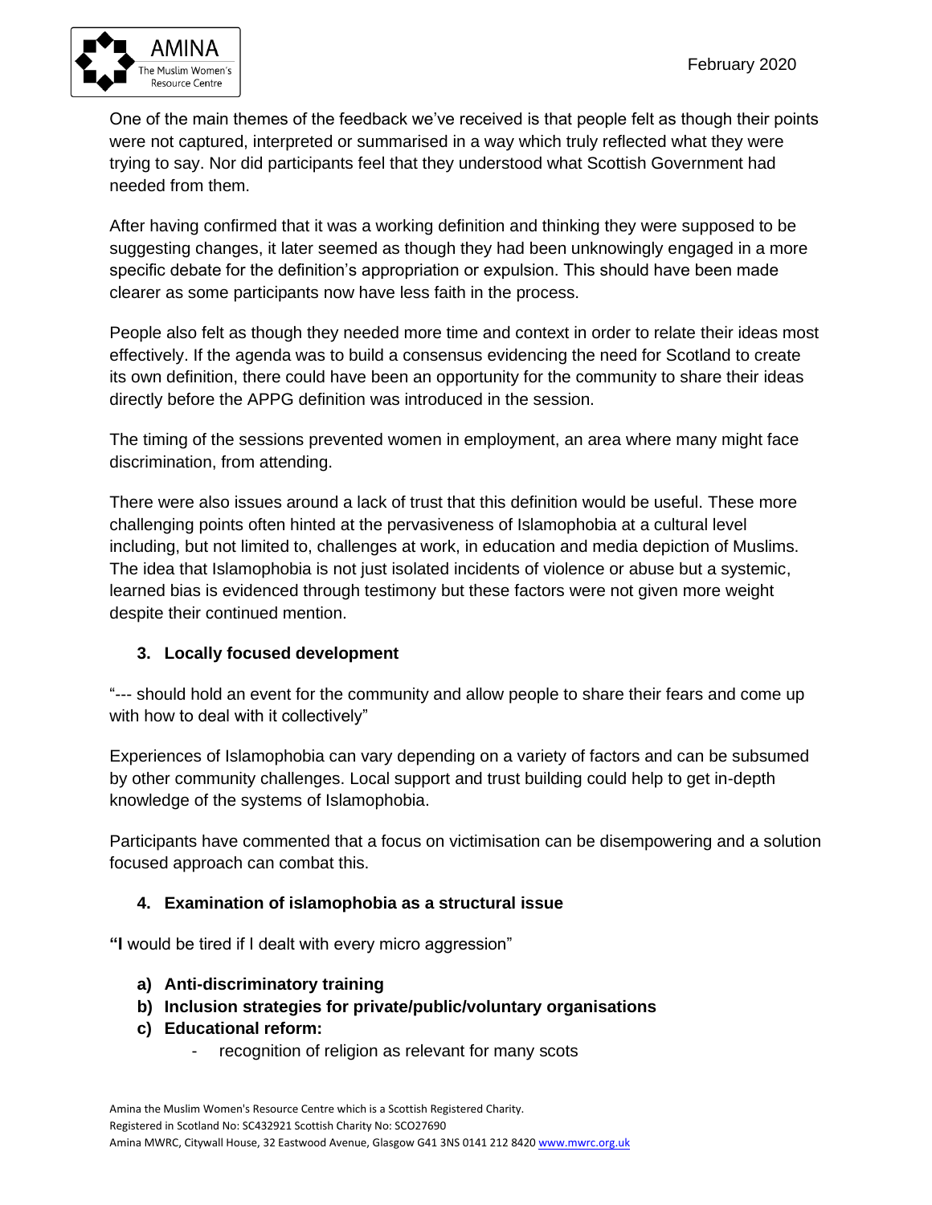One of the main themes of the feedback we've received is that people felt as though their points were not captured, interpreted or summarised in a way which truly reflected what they were trying to say. Nor did participants feel that they understood what Scottish Government had needed from them.

After having confirmed that it was a working definition and thinking they were supposed to be suggesting changes, it later seemed as though they had been unknowingly engaged in a more specific debate for the definition's appropriation or expulsion. This should have been made clearer as some participants now have less faith in the process.

People also felt as though they needed more time and context in order to relate their ideas most effectively. If the agenda was to build a consensus evidencing the need for Scotland to create its own definition, there could have been an opportunity for the community to share their ideas directly before the APPG definition was introduced in the session.

The timing of the sessions prevented women in employment, an area where many might face discrimination, from attending.

There were also issues around a lack of trust that this definition would be useful. These more challenging points often hinted at the pervasiveness of Islamophobia at a cultural level including, but not limited to, challenges at work, in education and media depiction of Muslims. The idea that Islamophobia is not just isolated incidents of violence or abuse but a systemic, learned bias is evidenced through testimony but these factors were not given more weight despite their continued mention.

### 3. Locally focused development

"--- should hold an event for the community and allow people to share their fears and come up with how to deal with it collectively"

Experiences of Islamophobia can vary depending on a variety of factors and can be subsumed by other community challenges. Local support and trust building could help to get in-depth knowledge of the systems of Islamophobia.

Participants have commented that a focus on victimisation can be disempowering and a solution focused approach can combat this.

### 4. Examination of islamophobia as a structural issue

"**I** would be tired if I dealt with every micro aggression"

- **a) Anti-discriminatory training**
- **b) Inclusion strategies for private/public/voluntary organisations**
- **c) Educational reform:**
  - recognition of religion as relevant for many scots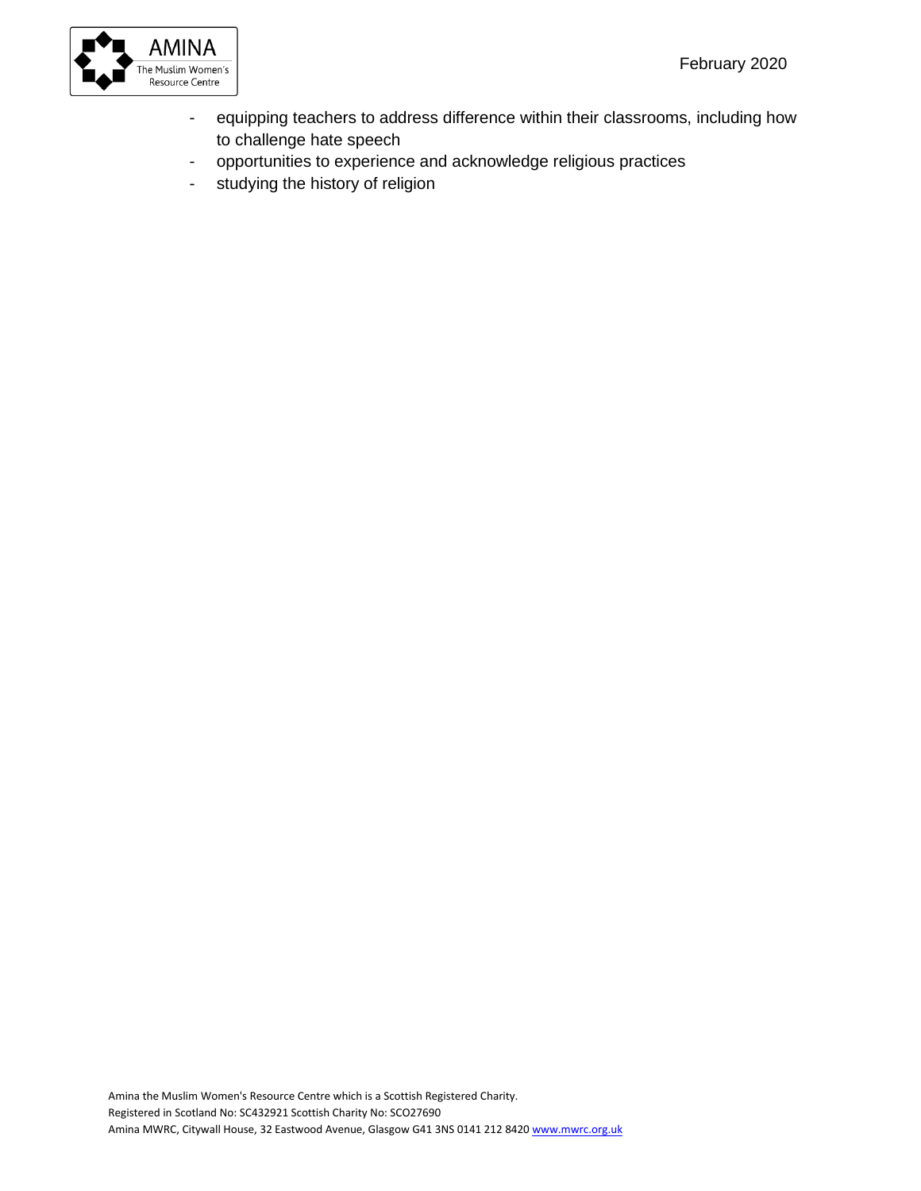- equipping teachers to address difference within their classrooms, including how to challenge hate speech
- opportunities to experience and acknowledge religious practices
- studying the history of religion